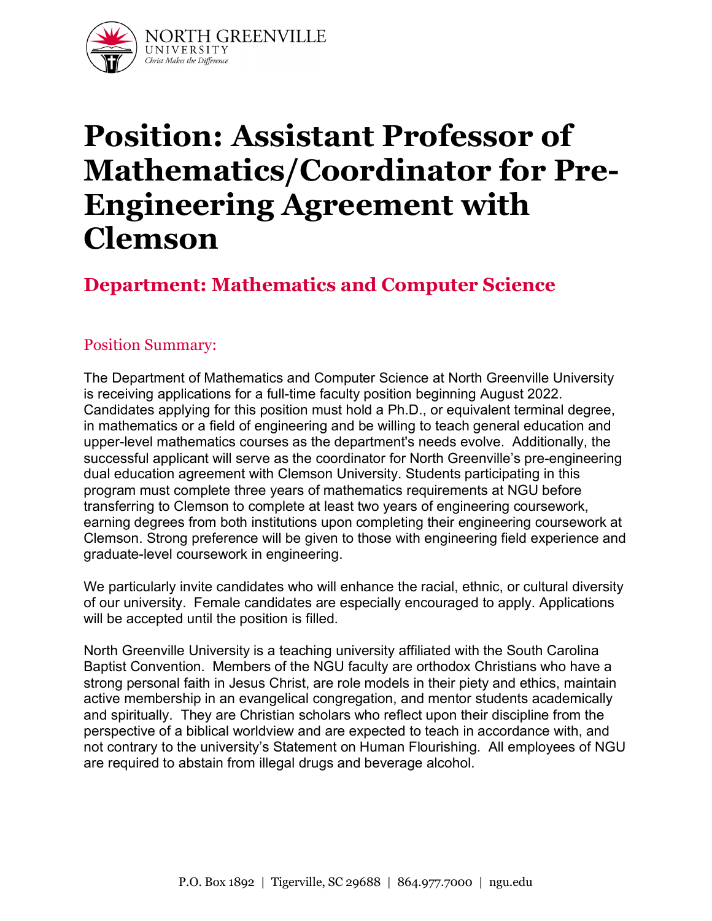# Position: Assistant Professor of Mathematics/Coordinator for Pre-Engineering Agreement with Clemson

## Department: Mathematics and Computer Science

### Position Summary:

The Department of Mathematics and Computer Science at North Greenville University is receiving applications for a full-time faculty position beginning August 2022. Candidates applying for this position must hold a Ph.D., or equivalent terminal degree, in mathematics or a field of engineering and be willing to teach general education and upper-level mathematics courses as the department's needs evolve. Additionally, the successful applicant will serve as the coordinator for North Greenville's pre-engineering dual education agreement with Clemson University. Students participating in this program must complete three years of mathematics requirements at NGU before transferring to Clemson to complete at least two years of engineering coursework, earning degrees from both institutions upon completing their engineering coursework at Clemson. Strong preference will be given to those with engineering field experience and graduate-level coursework in engineering.

We particularly invite candidates who will enhance the racial, ethnic, or cultural diversity of our university. Female candidates are especially encouraged to apply. Applications will be accepted until the position is filled.

North Greenville University is a teaching university affiliated with the South Carolina Baptist Convention. Members of the NGU faculty are orthodox Christians who have a strong personal faith in Jesus Christ, are role models in their piety and ethics, maintain active membership in an evangelical congregation, and mentor students academically and spiritually. They are Christian scholars who reflect upon their discipline from the perspective of a biblical worldview and are expected to teach in accordance with, and not contrary to the university's Statement on Human Flourishing. All employees of NGU are required to abstain from illegal drugs and beverage alcohol.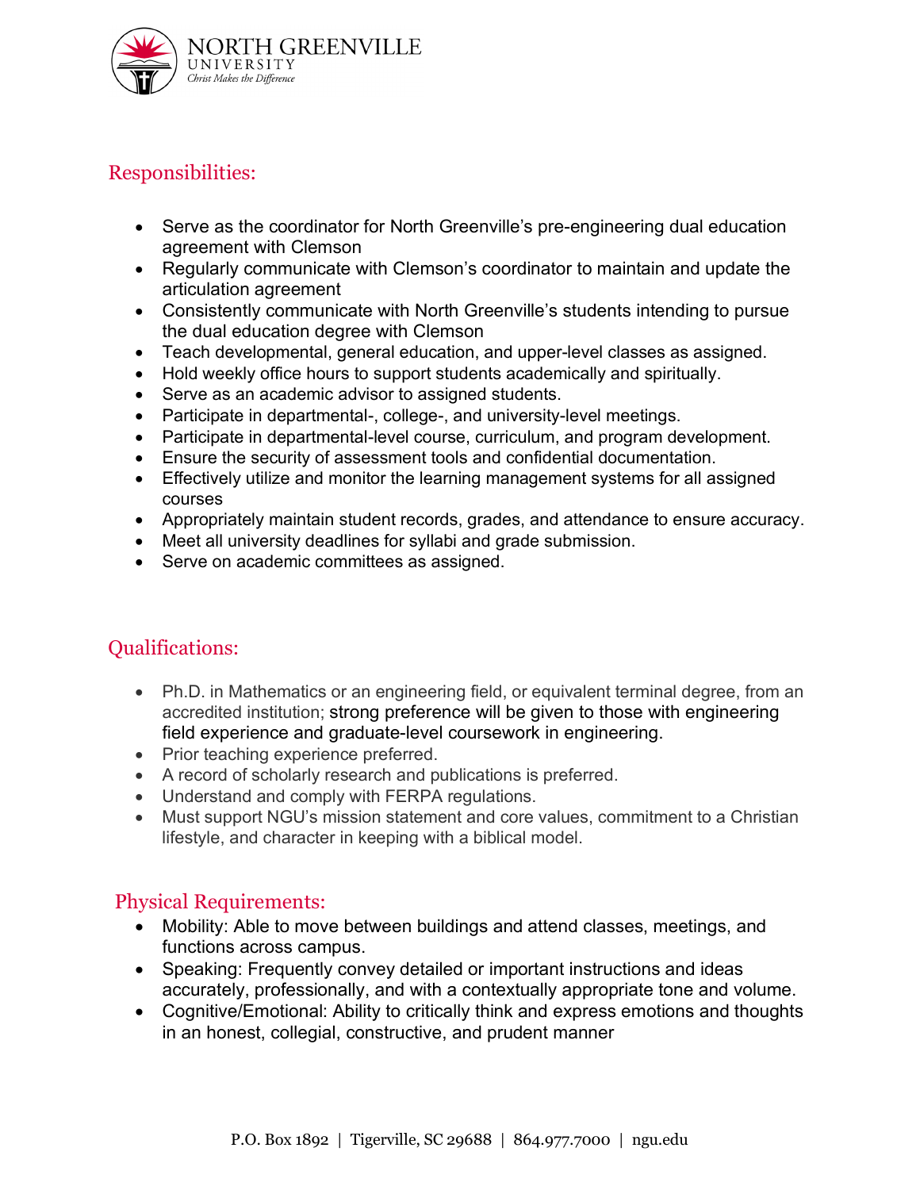## Responsibilities:

- Serve as the coordinator for North Greenville's pre-engineering dual education agreement with Clemson
- Regularly communicate with Clemson's coordinator to maintain and update the articulation agreement
- Consistently communicate with North Greenville's students intending to pursue the dual education degree with Clemson
- Teach developmental, general education, and upper-level classes as assigned.
- Hold weekly office hours to support students academically and spiritually.
- Serve as an academic advisor to assigned students.
- Participate in departmental-, college-, and university-level meetings.
- Participate in departmental-level course, curriculum, and program development.
- Ensure the security of assessment tools and confidential documentation.
- Effectively utilize and monitor the learning management systems for all assigned courses
- Appropriately maintain student records, grades, and attendance to ensure accuracy.
- Meet all university deadlines for syllabi and grade submission.
- Serve on academic committees as assigned.

## Qualifications:

- Ph.D. in Mathematics or an engineering field, or equivalent terminal degree, from an accredited institution; strong preference will be given to those with engineering field experience and graduate-level coursework in engineering.
- Prior teaching experience preferred.
- A record of scholarly research and publications is preferred.
- Understand and comply with FERPA regulations.
- Must support NGU's mission statement and core values, commitment to a Christian lifestyle, and character in keeping with a biblical model.

## Physical Requirements:

- Mobility: Able to move between buildings and attend classes, meetings, and functions across campus.
- Speaking: Frequently convey detailed or important instructions and ideas accurately, professionally, and with a contextually appropriate tone and volume.
- Cognitive/Emotional: Ability to critically think and express emotions and thoughts in an honest, collegial, constructive, and prudent manner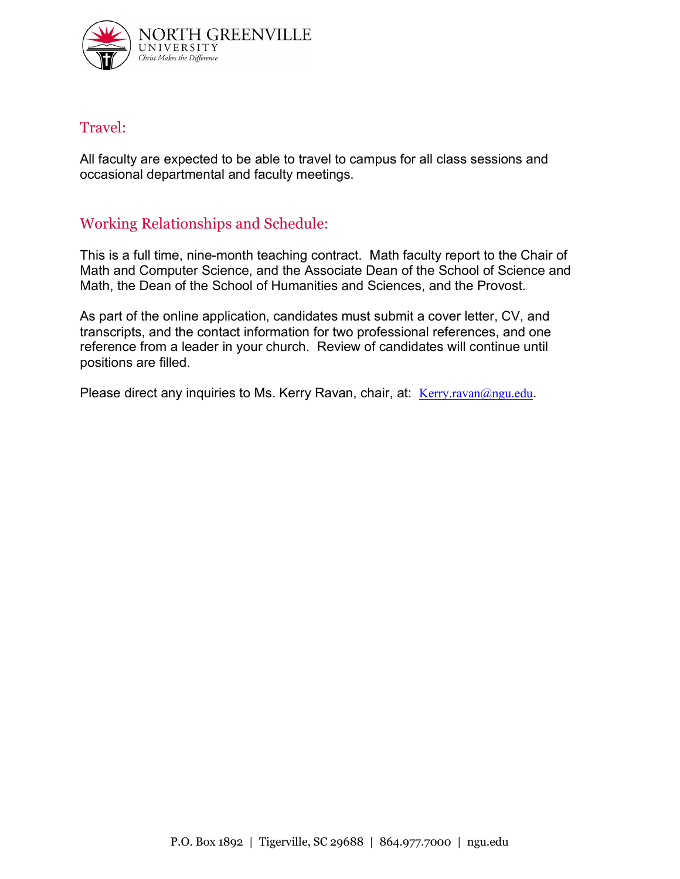## Travel:

All faculty are expected to be able to travel to campus for all class sessions and occasional departmental and faculty meetings.

## Working Relationships and Schedule:

This is a full time, nine-month teaching contract. Math faculty report to the Chair of Math and Computer Science, and the Associate Dean of the School of Science and Math, the Dean of the School of Humanities and Sciences, and the Provost.

As part of the online application, candidates must submit a cover letter, CV, and transcripts, and the contact information for two professional references, and one reference from a leader in your church. Review of candidates will continue until positions are filled.

Please direct any inquiries to Ms. Kerry Ravan, chair, at: Kerry.ravan@ngu.edu.